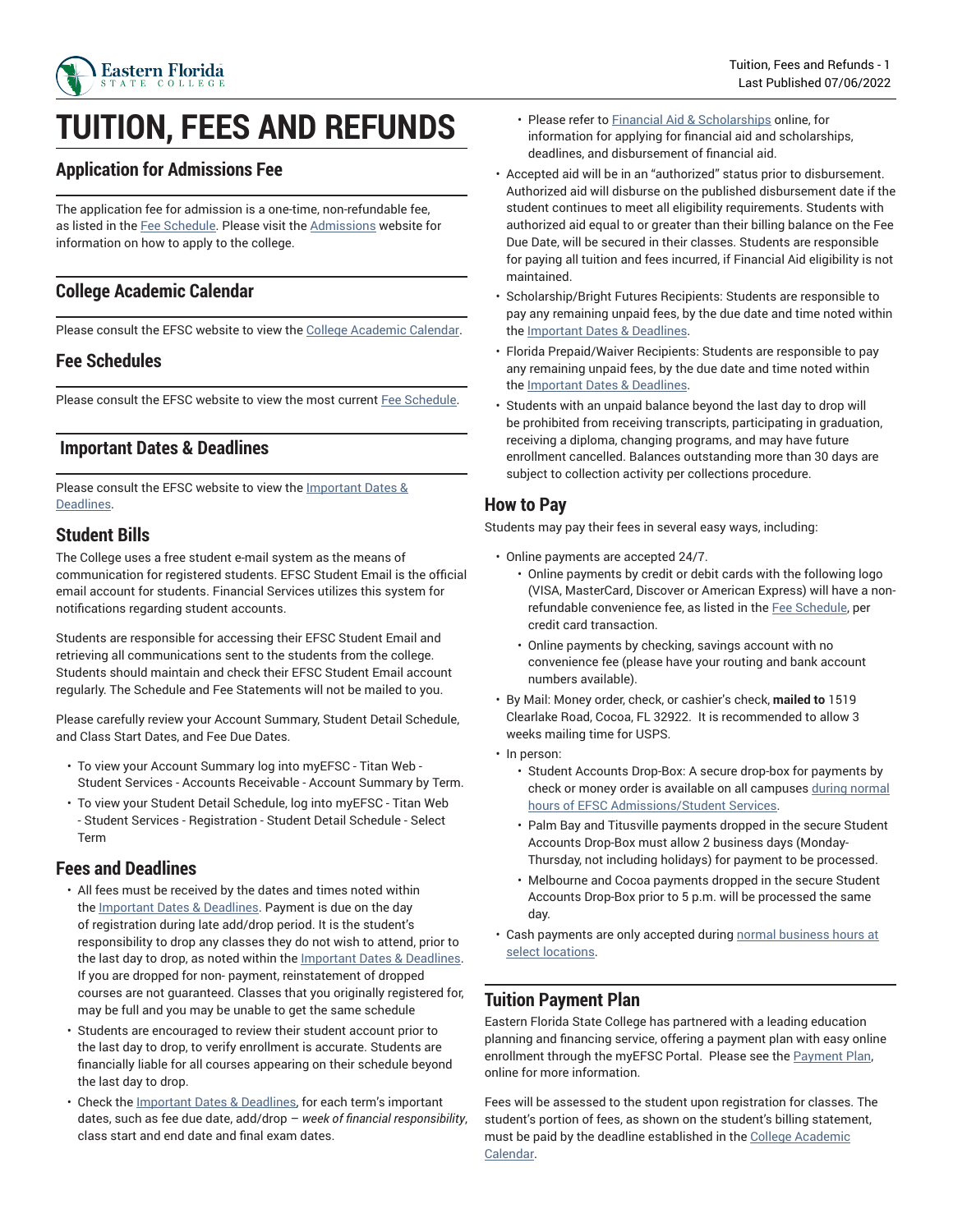# TUITION, FEES AND REFUNDS

## Application for Admissions Fee

The application fee for admission is a one-time, non-refundable fee, as listed in the Fee Schedule. Please visit the Admissions website for information on how to apply to the college.

## College Academic Calendar

Please consult the EFSC website to view the College Academic Calendar.

## Fee Schedules

Please consult the EFSC website to view the most current Fee Schedule.

## Important Dates & Deadlines

Please consult the EFSC website to view the Important Dates & Deadlines.

## Student Bills

The College uses a free student e-mail system as the means of communication for registered students. EFSC Student Email is the official email account for students. Financial Services utilizes this system for notifications regarding student accounts.

Students are responsible for accessing their EFSC Student Email and retrieving all communications sent to the students from the college. Students should maintain and check their EFSC Student Email account regularly. The Schedule and Fee Statements will not be mailed to you.

Please carefully review your Account Summary, Student Detail Schedule, and Class Start Dates, and Fee Due Dates.

- To view your Account Summary log into myEFSC - Titan Web - Student Services - Accounts Receivable - Account Summary by Term.
- To view your Student Detail Schedule, log into myEFSC - Titan Web - Student Services - Registration - Student Detail Schedule - Select Term

## Fees and Deadlines

- All fees must be received by the dates and times noted within the Important Dates & Deadlines. Payment is due on the day of registration during late add/drop period. It is the student's responsibility to drop any classes they do not wish to attend, prior to the last day to drop, as noted within the Important Dates & Deadlines. If you are dropped for non- payment, reinstatement of dropped courses are not guaranteed. Classes that you originally registered for, may be full and you may be unable to get the same schedule
- Students are encouraged to review their student account prior to the last day to drop, to verify enrollment is accurate. Students are financially liable for all courses appearing on their schedule beyond the last day to drop.
- Check the Important Dates & Deadlines, for each term's important dates, such as fee due date, add/drop – *week of financial responsibility*, class start and end date and final exam dates.
  - Please refer to Financial Aid & Scholarships online, for information for applying for financial aid and scholarships, deadlines, and disbursement of financial aid.
- Accepted aid will be in an "authorized" status prior to disbursement. Authorized aid will disburse on the published disbursement date if the student continues to meet all eligibility requirements. Students with authorized aid equal to or greater than their billing balance on the Fee Due Date, will be secured in their classes. Students are responsible for paying all tuition and fees incurred, if Financial Aid eligibility is not maintained.
- Scholarship/Bright Futures Recipients: Students are responsible to pay any remaining unpaid fees, by the due date and time noted within the Important Dates & Deadlines.
- Florida Prepaid/Waiver Recipients: Students are responsible to pay any remaining unpaid fees, by the due date and time noted within the Important Dates & Deadlines.
- Students with an unpaid balance beyond the last day to drop will be prohibited from receiving transcripts, participating in graduation, receiving a diploma, changing programs, and may have future enrollment cancelled. Balances outstanding more than 30 days are subject to collection activity per collections procedure.

## How to Pay

Students may pay their fees in several easy ways, including:

- Online payments are accepted 24/7.
  - Online payments by credit or debit cards with the following logo (VISA, MasterCard, Discover or American Express) will have a non-refundable convenience fee, as listed in the Fee Schedule, per credit card transaction.
  - Online payments by checking, savings account with no convenience fee (please have your routing and bank account numbers available).
- By Mail: Money order, check, or cashier's check, **mailed to** 1519 Clearlake Road, Cocoa, FL 32922. It is recommended to allow 3 weeks mailing time for USPS.
- In person:
  - Student Accounts Drop-Box: A secure drop-box for payments by check or money order is available on all campuses during normal hours of EFSC Admissions/Student Services.
  - Palm Bay and Titusville payments dropped in the secure Student Accounts Drop-Box must allow 2 business days (Monday-Thursday, not including holidays) for payment to be processed.
  - Melbourne and Cocoa payments dropped in the secure Student Accounts Drop-Box prior to 5 p.m. will be processed the same day.
- Cash payments are only accepted during normal business hours at select locations.

## Tuition Payment Plan

Eastern Florida State College has partnered with a leading education planning and financing service, offering a payment plan with easy online enrollment through the myEFSC Portal. Please see the Payment Plan, online for more information.

Fees will be assessed to the student upon registration for classes. The student's portion of fees, as shown on the student's billing statement, must be paid by the deadline established in the College Academic Calendar.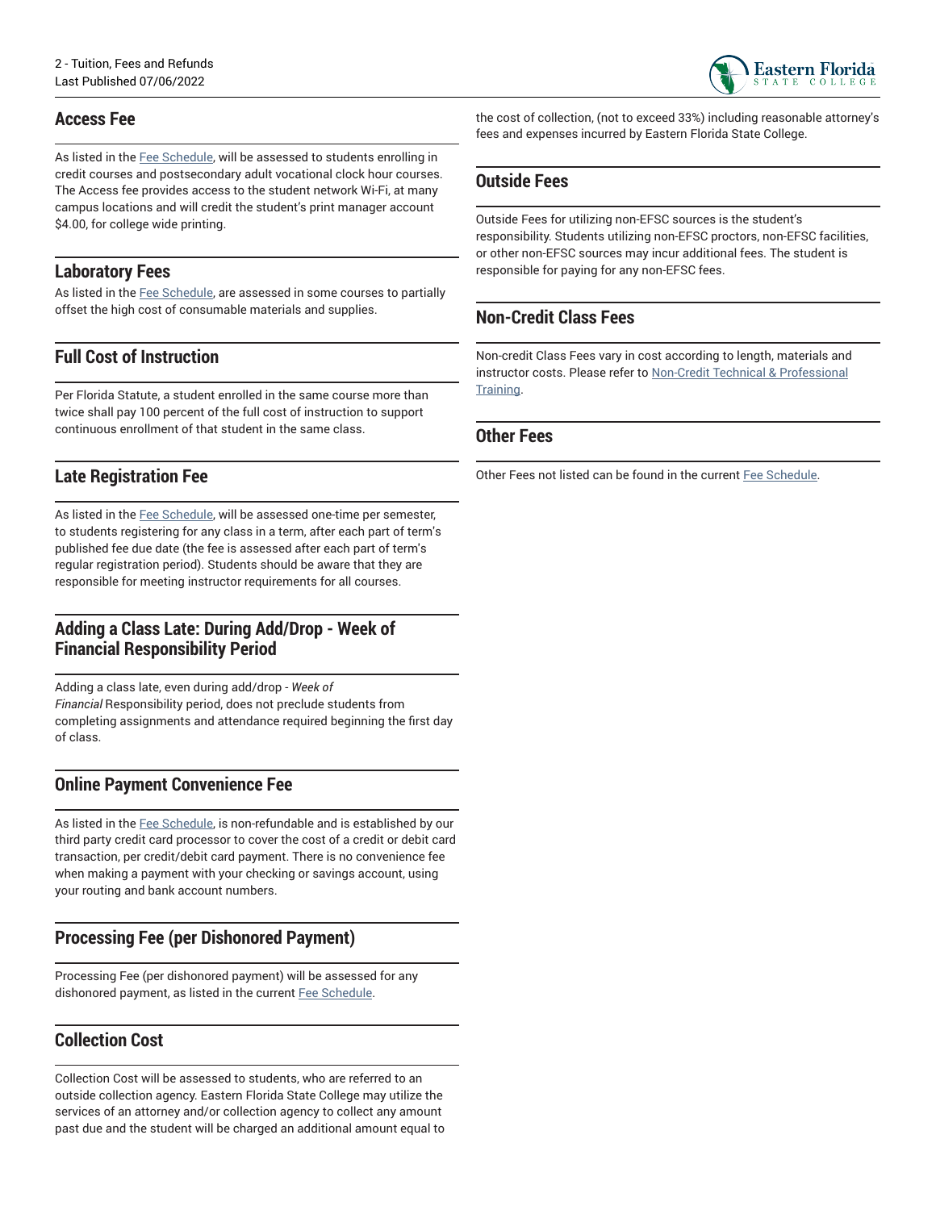## Access Fee

As listed in the Fee Schedule, will be assessed to students enrolling in credit courses and postsecondary adult vocational clock hour courses. The Access fee provides access to the student network Wi-Fi, at many campus locations and will credit the student's print manager account $4.00, for college wide printing.

## Laboratory Fees

As listed in the Fee Schedule, are assessed in some courses to partially offset the high cost of consumable materials and supplies.

## Full Cost of Instruction

Per Florida Statute, a student enrolled in the same course more than twice shall pay 100 percent of the full cost of instruction to support continuous enrollment of that student in the same class.

## Late Registration Fee

As listed in the Fee Schedule, will be assessed one-time per semester, to students registering for any class in a term, after each part of term's published fee due date (the fee is assessed after each part of term's regular registration period). Students should be aware that they are responsible for meeting instructor requirements for all courses.

## Adding a Class Late: During Add/Drop - Week of Financial Responsibility Period

Adding a class late, even during add/drop - *Week of Financial* Responsibility period, does not preclude students from completing assignments and attendance required beginning the first day of class.

## Online Payment Convenience Fee

As listed in the Fee Schedule, is non-refundable and is established by our third party credit card processor to cover the cost of a credit or debit card transaction, per credit/debit card payment. There is no convenience fee when making a payment with your checking or savings account, using your routing and bank account numbers.

## Processing Fee (per Dishonored Payment)

Processing Fee (per dishonored payment) will be assessed for any dishonored payment, as listed in the current Fee Schedule.

## Collection Cost

Collection Cost will be assessed to students, who are referred to an outside collection agency. Eastern Florida State College may utilize the services of an attorney and/or collection agency to collect any amount past due and the student will be charged an additional amount equal to the cost of collection, (not to exceed 33%) including reasonable attorney's fees and expenses incurred by Eastern Florida State College.

## Outside Fees

Outside Fees for utilizing non-EFSC sources is the student's responsibility. Students utilizing non-EFSC proctors, non-EFSC facilities, or other non-EFSC sources may incur additional fees. The student is responsible for paying for any non-EFSC fees.

## Non-Credit Class Fees

Non-credit Class Fees vary in cost according to length, materials and instructor costs. Please refer to Non-Credit Technical & Professional Training.

## Other Fees

Other Fees not listed can be found in the current Fee Schedule.